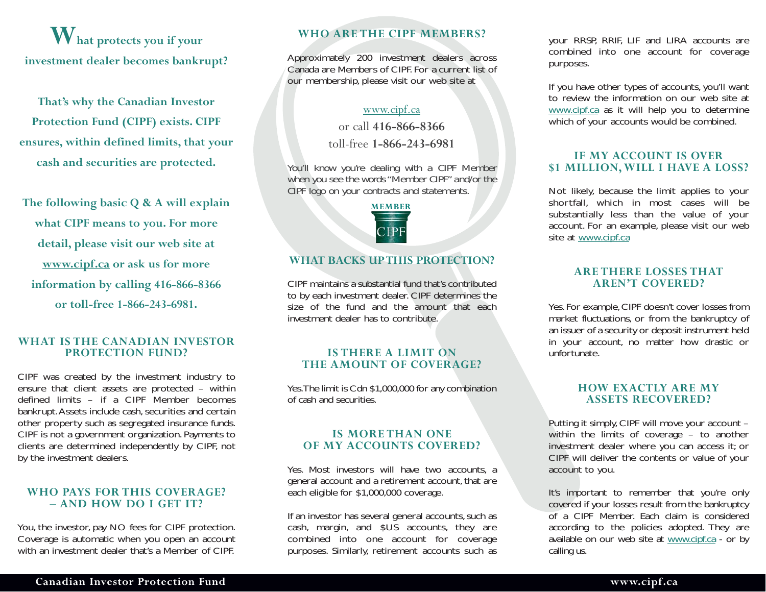# What protects you if your investment dealer becomes bankrupt?

**That's why the Canadian Investor Protection Fund (CIPF) exists. CIPF ensures, within defined limits, that your cash and securities are protected.**

**The following basic Q & A will explain what CIPF means to you. For more detail, please visit our web site at www.cipf.ca or ask us for more information by calling 416-866-8366 or toll-free 1-866-243-6981.**

## WHAT IS THE CANADIAN INVESTOR PROTECTION FUND?

CIPF was created by the investment industry to ensure that client assets are protected – within defined limits – if a CIPF Member becomes bankrupt. Assets include cash, securities and certain other property such as segregated insurance funds. CIPF is not a government organization. Payments to clients are determined independently by CIPF, not by the investment dealers.

## WHO PAYS FOR THIS COVERAGE? – AND HOW DO I GET IT?

You, the investor, pay NO fees for CIPF protection. Coverage is automatic when you open an account with an investment dealer that's a Member of CIPF.

## WHO ARE THE CIPF MEMBERS?

Approximately 200 investment dealers across Canada are Members of CIPF. For a current list of our membership, please visit our web site at

www.cipf.ca
or call **416-866-8366**
toll-free **1-866-243-6981**

You'll know you're dealing with a CIPF Member when you see the words "Member CIPF" and/or the CIPF logo on your contracts and statements.

MEMBER CIPF

## WHAT BACKS UP THIS PROTECTION?

CIPF maintains a substantial fund that's contributed to by each investment dealer. CIPF determines the size of the fund and the amount that each investment dealer has to contribute.

## IS THERE A LIMIT ON THE AMOUNT OF COVERAGE?

Yes. The limit is Cdn $1,000,000 for any combination of cash and securities.

## IS MORE THAN ONE OF MY ACCOUNTS COVERED?

Yes. Most investors will have two accounts, a general account and a retirement account, that are each eligible for $1,000,000 coverage.

If an investor has several general accounts, such as cash, margin, and $US accounts, they are combined into one account for coverage purposes. Similarly, retirement accounts such as your RRSP, RRIF, LIF and LIRA accounts are combined into one account for coverage purposes.

If you have other types of accounts, you'll want to review the information on our web site at www.cipf.ca as it will help you to determine which of your accounts would be combined.

## IF MY ACCOUNT IS OVER $1 MILLION, WILL I HAVE A LOSS?

Not likely, because the limit applies to your shortfall, which in most cases will be substantially less than the value of your account. For an example, please visit our web site at www.cipf.ca

## ARE THERE LOSSES THAT AREN'T COVERED?

Yes. For example, CIPF doesn't cover losses from market fluctuations, or from the bankruptcy of an issuer of a security or deposit instrument held in your account, no matter how drastic or unfortunate.

## HOW EXACTLY ARE MY ASSETS RECOVERED?

Putting it simply, CIPF will move your account – within the limits of coverage – to another investment dealer where you can access it; or CIPF will deliver the contents or value of your account to you.

It's important to remember that you're only covered if your losses result from the bankruptcy of a CIPF Member. Each claim is considered according to the policies adopted. They are available on our web site at www.cipf.ca - or by calling us.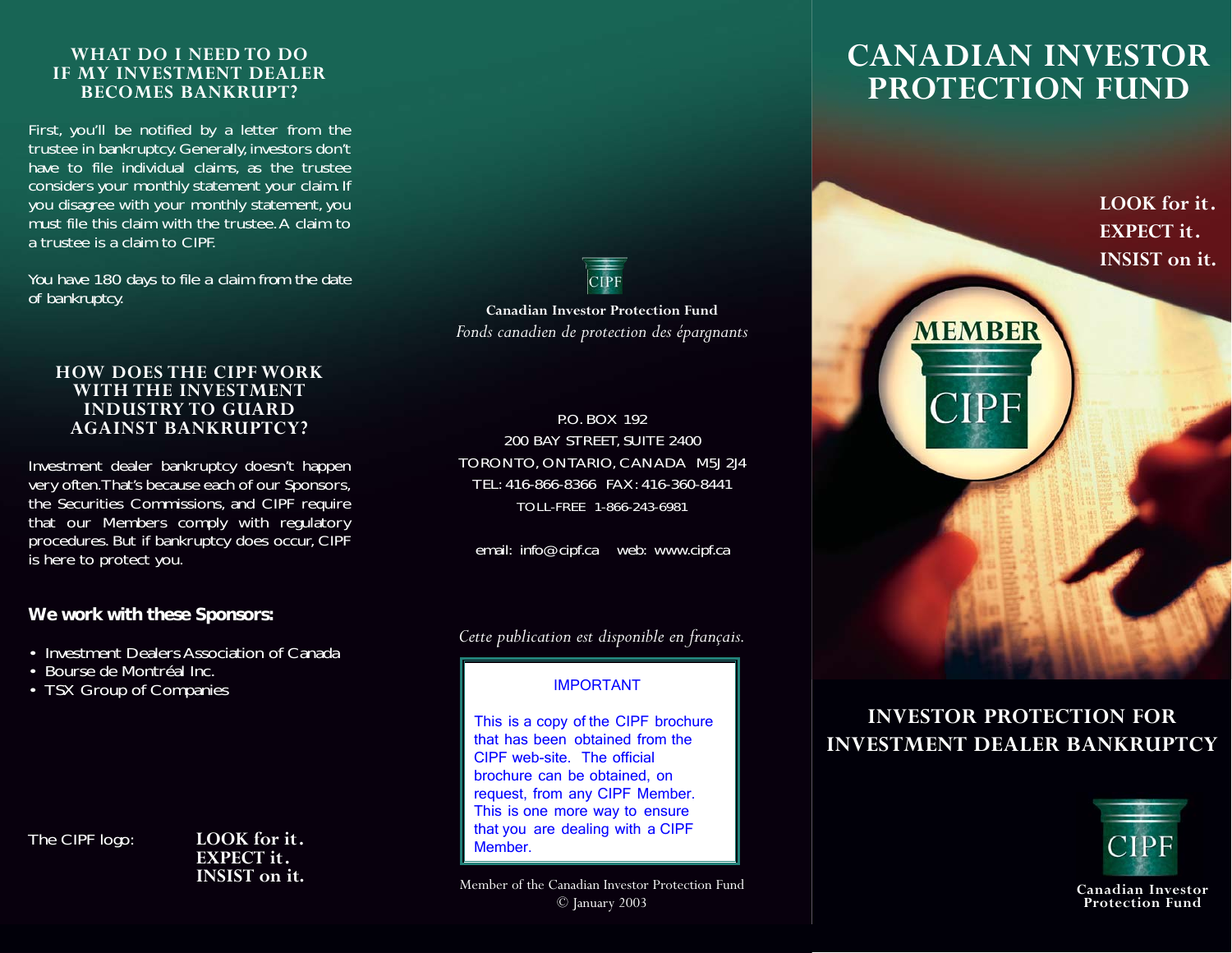## WHAT DO I NEED TO DO IF MY INVESTMENT DEALER BECOMES BANKRUPT?

First, you'll be notified by a letter from the trustee in bankruptcy. Generally, investors don't have to file individual claims, as the trustee considers your monthly statement your claim. If you disagree with your monthly statement, you must file this claim with the trustee. A claim to a trustee is a claim to CIPF.

You have 180 days to file a claim from the date of bankruptcy.

## HOW DOES THE CIPF WORK WITH THE INVESTMENT INDUSTRY TO GUARD AGAINST BANKRUPTCY?

Investment dealer bankruptcy doesn't happen very often. That's because each of our Sponsors, the Securities Commissions, and CIPF require that our Members comply with regulatory procedures. But if bankruptcy does occur, CIPF is here to protect you.

**We work with these Sponsors:**

- Investment Dealers Association of Canada
- Bourse de Montréal Inc.
- TSX Group of Companies

The CIPF logo: **LOOK for it. EXPECT it. INSIST on it.**

CIPF

**Canadian Investor Protection Fund**

*Fonds canadien de protection des épargnants*

P.O. BOX 192
200 BAY STREET, SUITE 2400
TORONTO, ONTARIO, CANADA M5J 2J4
TEL: 416-866-8366 FAX: 416-360-8441
TOLL-FREE 1-866-243-6981

email: info@cipf.ca web: www.cipf.ca

*Cette publication est disponible en français.*

> IMPORTANT
>
> This is a copy of the CIPF brochure that has been obtained from the CIPF web-site. The official brochure can be obtained, on request, from any CIPF Member. This is one more way to ensure that you are dealing with a CIPF Member.

Member of the Canadian Investor Protection Fund
© January 2003

# CANADIAN INVESTOR PROTECTION FUND

**LOOK for it.
EXPECT it.
INSIST on it.**

MEMBER CIPF

## INVESTOR PROTECTION FOR INVESTMENT DEALER BANKRUPTCY

CIPF

**Canadian Investor Protection Fund**